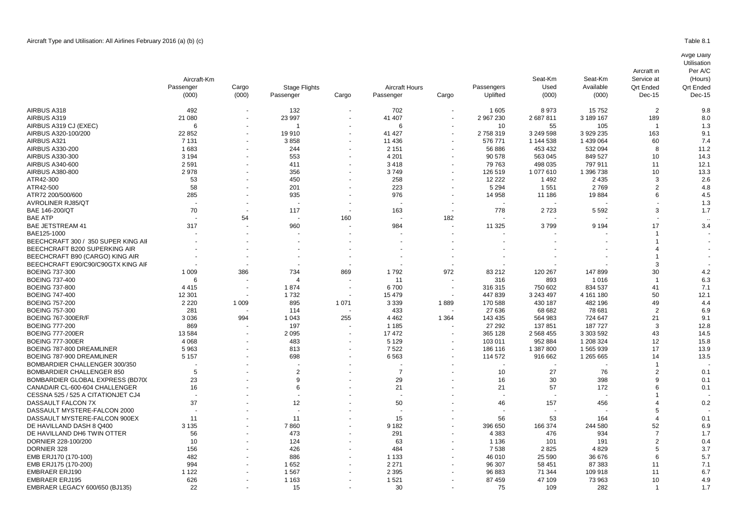Aircraft Type and Utilisation: All Airlines February 2016 (a) (b) (c)

Table 8.1

| | Aircraft-Km Passenger (000) | Aircraft-Km Cargo (000) | Stage Flights Passenger | Stage Flights Cargo | Aircraft Hours Passenger | Aircraft Hours Cargo | Passengers Uplifted | Seat-Km Used (000) | Seat-Km Available (000) | Aircraft in Service at Qrt Ended Dec-15 | Avge Daily Utilisation Per A/C (Hours) Qrt Ended Dec-15 |
|---|---|---|---|---|---|---|---|---|---|---|---|
| AIRBUS A318 | 492 | - | 132 | - | 702 | - | 1 605 | 8 973 | 15 752 | 2 | 9.8 |
| AIRBUS A319 | 21 080 | - | 23 997 | - | 41 407 | - | 2 967 230 | 2 687 811 | 3 189 167 | 189 | 8.0 |
| AIRBUS A319 CJ (EXEC) | 6 | - | 1 | - | 6 | - | 10 | 55 | 105 | 1 | 1.3 |
| AIRBUS A320-100/200 | 22 852 | - | 19 910 | - | 41 427 | - | 2 758 319 | 3 249 598 | 3 929 235 | 163 | 9.1 |
| AIRBUS A321 | 7 131 | - | 3 858 | - | 11 436 | - | 576 771 | 1 144 538 | 1 439 064 | 60 | 7.4 |
| AIRBUS A330-200 | 1 683 | - | 244 | - | 2 151 | - | 56 886 | 453 432 | 532 094 | 8 | 11.2 |
| AIRBUS A330-300 | 3 194 | - | 553 | - | 4 201 | - | 90 578 | 563 045 | 849 527 | 10 | 14.3 |
| AIRBUS A340-600 | 2 591 | - | 411 | - | 3 418 | - | 79 763 | 498 035 | 797 911 | 11 | 12.1 |
| AIRBUS A380-800 | 2 978 | - | 356 | - | 3 749 | - | 126 519 | 1 077 610 | 1 396 738 | 10 | 13.3 |
| ATR42-300 | 53 | - | 450 | - | 258 | - | 12 222 | 1 492 | 2 435 | 3 | 2.6 |
| ATR42-500 | 58 | - | 201 | - | 223 | - | 5 294 | 1 551 | 2 769 | 2 | 4.8 |
| ATR72 200/500/600 | 285 | - | 935 | - | 976 | - | 14 958 | 11 186 | 19 884 | 6 | 4.5 |
| AVROLINER RJ85/QT | - | - | - | - | - | - | - | - | - | - | 1.3 |
| BAE 146-200/QT | 70 | - | 117 | - | 163 | - | 778 | 2 723 | 5 592 | 3 | 1.7 |
| BAE ATP | - | 54 | - | 160 | - | 182 | - | - | - | - | .. |
| BAE JETSTREAM 41 | 317 | - | 960 | - | 984 | - | 11 325 | 3 799 | 9 194 | 17 | 3.4 |
| BAE125-1000 | - | - | - | - | - | - | - | - | - | 1 | - |
| BEECHCRAFT 300 / 350 SUPER KING AII | - | - | - | - | - | - | - | - | - | 1 | - |
| BEECHCRAFT B200 SUPERKING AIR | - | - | - | - | - | - | - | - | - | 4 | - |
| BEECHCRAFT B90 (CARGO) KING AIR | - | - | - | - | - | - | - | - | - | 1 | - |
| BEECHCRAFT E90/C90/C90GTX KING AIF | - | - | - | - | - | - | - | - | - | 3 | - |
| BOEING 737-300 | 1 009 | 386 | 734 | 869 | 1 792 | 972 | 83 212 | 120 267 | 147 899 | 30 | 4.2 |
| BOEING 737-400 | 6 | - | 4 | - | 11 | - | 316 | 893 | 1 016 | 1 | 6.3 |
| BOEING 737-800 | 4 415 | - | 1 874 | - | 6 700 | - | 316 315 | 750 602 | 834 537 | 41 | 7.1 |
| BOEING 747-400 | 12 301 | - | 1 732 | - | 15 479 | - | 447 839 | 3 243 497 | 4 161 180 | 50 | 12.1 |
| BOEING 757-200 | 2 220 | 1 009 | 895 | 1 071 | 3 339 | 1 889 | 170 588 | 430 187 | 482 196 | 49 | 4.4 |
| BOEING 757-300 | 281 | - | 114 | - | 433 | - | 27 636 | 68 682 | 78 681 | 2 | 6.9 |
| BOEING 767-300ER/F | 3 036 | 994 | 1 043 | 255 | 4 462 | 1 364 | 143 435 | 564 983 | 724 647 | 21 | 9.1 |
| BOEING 777-200 | 869 | - | 197 | - | 1 185 | - | 27 292 | 137 851 | 187 727 | 3 | 12.8 |
| BOEING 777-200ER | 13 584 | - | 2 095 | - | 17 472 | - | 365 128 | 2 568 455 | 3 303 592 | 43 | 14.5 |
| BOEING 777-300ER | 4 068 | - | 483 | - | 5 129 | - | 103 011 | 952 884 | 1 208 324 | 12 | 15.8 |
| BOEING 787-800 DREAMLINER | 5 963 | - | 813 | - | 7 522 | - | 186 116 | 1 387 800 | 1 565 939 | 17 | 13.9 |
| BOEING 787-900 DREAMLINER | 5 157 | - | 698 | - | 6 563 | - | 114 572 | 916 662 | 1 265 665 | 14 | 13.5 |
| BOMBARDIER CHALLENGER 300/350 | - | - | - | - | - | - | - | - | - | 1 | - |
| BOMBARDIER CHALLENGER 850 | 5 | - | 2 | - | 7 | - | 10 | 27 | 76 | 2 | 0.1 |
| BOMBARDIER GLOBAL EXPRESS (BD70( | 23 | - | 9 | - | 29 | - | 16 | 30 | 398 | 9 | 0.1 |
| CANADAIR CL-600-604 CHALLENGER | 16 | - | 6 | - | 21 | - | 21 | 57 | 172 | 6 | 0.1 |
| CESSNA 525 / 525 A CITATIONJET CJ4 | - | - | - | - | - | - | - | - | - | 1 | - |
| DASSAULT FALCON 7X | 37 | - | 12 | - | 50 | - | 46 | 157 | 456 | 4 | 0.2 |
| DASSAULT MYSTERE-FALCON 2000 | - | - | - | - | - | - | - | - | - | 5 | - |
| DASSAULT MYSTERE-FALCON 900EX | 11 | - | 11 | - | 15 | - | 56 | 53 | 164 | 4 | 0.1 |
| DE HAVILLAND DASH 8 Q400 | 3 135 | - | 7 860 | - | 9 182 | - | 396 650 | 166 374 | 244 580 | 52 | 6.9 |
| DE HAVILLAND DH6 TWIN OTTER | 56 | - | 473 | - | 291 | - | 4 383 | 476 | 934 | 7 | 1.7 |
| DORNIER 228-100/200 | 10 | - | 124 | - | 63 | - | 1 136 | 101 | 191 | 2 | 0.4 |
| DORNIER 328 | 156 | - | 426 | - | 484 | - | 7 538 | 2 825 | 4 829 | 5 | 3.7 |
| EMB ERJ170 (170-100) | 482 | - | 886 | - | 1 133 | - | 46 010 | 25 590 | 36 676 | 6 | 5.7 |
| EMB ERJ175 (170-200) | 994 | - | 1 652 | - | 2 271 | - | 96 307 | 58 451 | 87 383 | 11 | 7.1 |
| EMBRAER ERJ190 | 1 122 | - | 1 567 | - | 2 395 | - | 96 883 | 71 344 | 109 918 | 11 | 6.7 |
| EMBRAER ERJ195 | 626 | - | 1 163 | - | 1 521 | - | 87 459 | 47 109 | 73 963 | 10 | 4.9 |
| EMBRAER LEGACY 600/650 (BJ135) | 22 | - | 15 | - | 30 | - | 75 | 109 | 282 | 1 | 1.7 |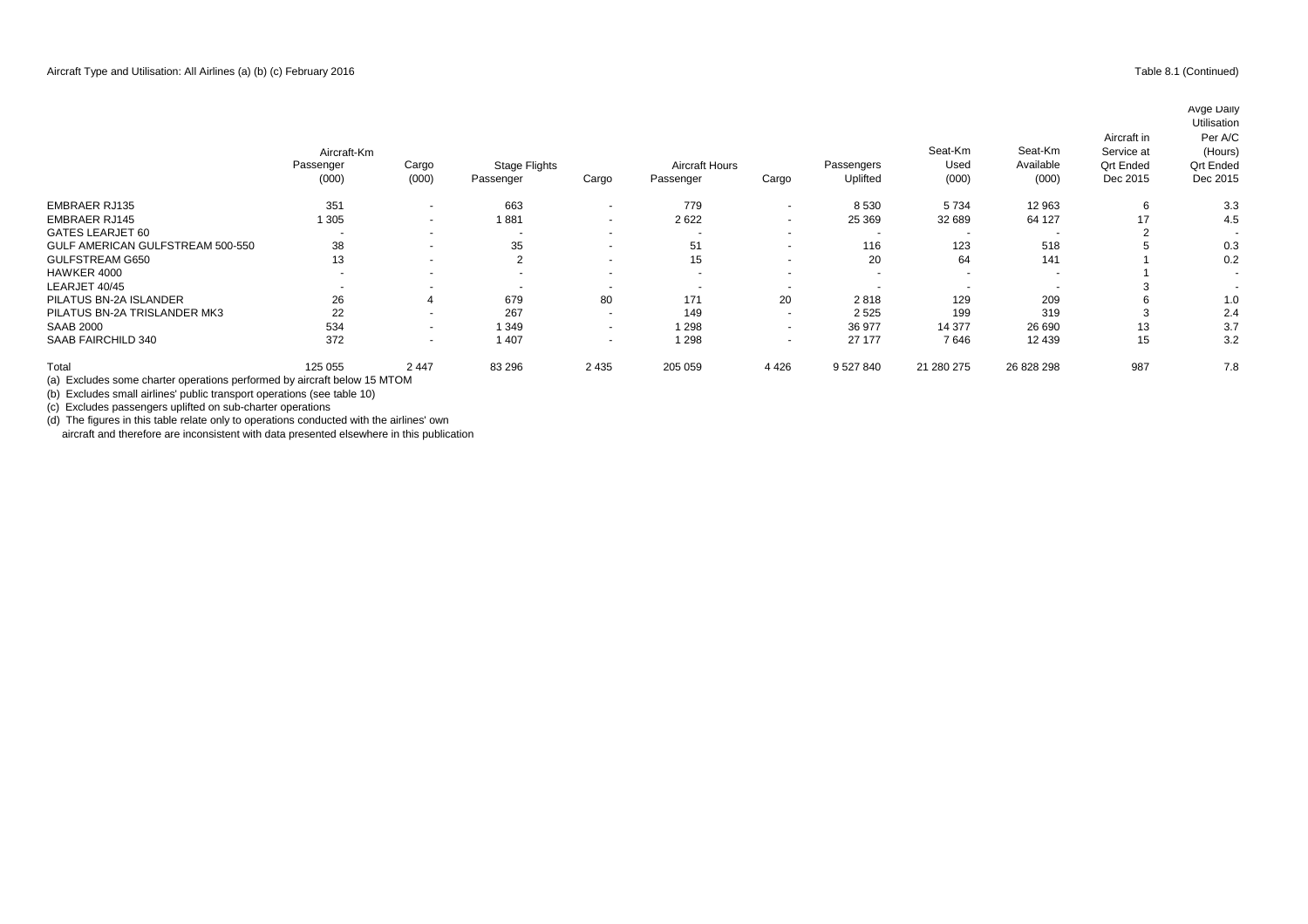Aircraft Type and Utilisation: All Airlines (a) (b) (c) February 2016

Table 8.1 (Continued)

| | Aircraft-Km Passenger (000) | Aircraft-Km Cargo (000) | Stage Flights Passenger | Stage Flights Cargo | Aircraft Hours Passenger | Aircraft Hours Cargo | Passengers Uplifted | Seat-Km Used (000) | Seat-Km Available (000) | Aircraft in Service at Qrt Ended Dec 2015 | Avge Daily Utilisation Per A/C (Hours) Qrt Ended Dec 2015 |
|---|---|---|---|---|---|---|---|---|---|---|---|
| EMBRAER RJ135 | 351 | - | 663 | - | 779 | - | 8 530 | 5 734 | 12 963 | 6 | 3.3 |
| EMBRAER RJ145 | 1 305 | - | 1 881 | - | 2 622 | - | 25 369 | 32 689 | 64 127 | 17 | 4.5 |
| GATES LEARJET 60 | - | - | - | - | - | - | - | - | - | 2 | - |
| GULF AMERICAN GULFSTREAM 500-550 | 38 | - | 35 | - | 51 | - | 116 | 123 | 518 | 5 | 0.3 |
| GULFSTREAM G650 | 13 | - | 2 | - | 15 | - | 20 | 64 | 141 | 1 | 0.2 |
| HAWKER 4000 | - | - | - | - | - | - | - | - | - | 1 | - |
| LEARJET 40/45 | - | - | - | - | - | - | - | - | - | 3 | - |
| PILATUS BN-2A ISLANDER | 26 | 4 | 679 | 80 | 171 | 20 | 2 818 | 129 | 209 | 6 | 1.0 |
| PILATUS BN-2A TRISLANDER MK3 | 22 | - | 267 | - | 149 | - | 2 525 | 199 | 319 | 3 | 2.4 |
| SAAB 2000 | 534 | - | 1 349 | - | 1 298 | - | 36 977 | 14 377 | 26 690 | 13 | 3.7 |
| SAAB FAIRCHILD 340 | 372 | - | 1 407 | - | 1 298 | - | 27 177 | 7 646 | 12 439 | 15 | 3.2 |
| Total | 125 055 | 2 447 | 83 296 | 2 435 | 205 059 | 4 426 | 9 527 840 | 21 280 275 | 26 828 298 | 987 | 7.8 |

(a) Excludes some charter operations performed by aircraft below 15 MTOM

(b) Excludes small airlines' public transport operations (see table 10)

(c) Excludes passengers uplifted on sub-charter operations

(d) The figures in this table relate only to operations conducted with the airlines' own aircraft and therefore are inconsistent with data presented elsewhere in this publication